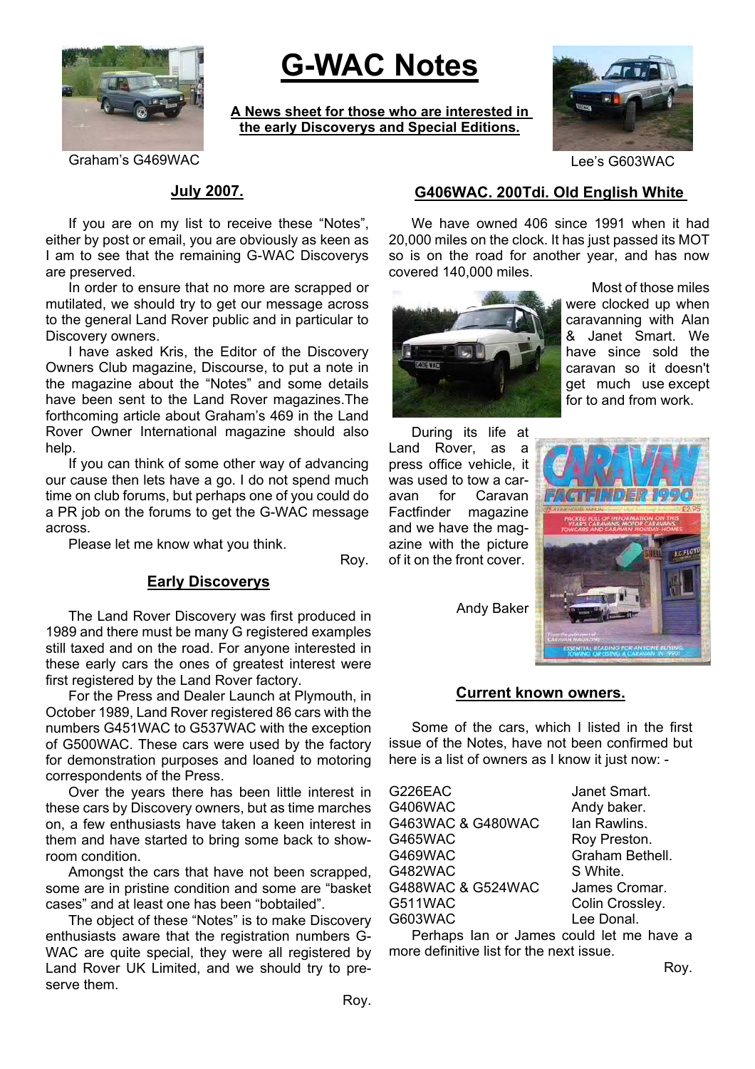# G-WAC Notes

**A News sheet for those who are interested in the early Discoverys and Special Editions.**

Graham's G469WAC

Lee's G603WAC

## July 2007.

If you are on my list to receive these "Notes", either by post or email, you are obviously as keen as I am to see that the remaining G-WAC Discoverys are preserved.

In order to ensure that no more are scrapped or mutilated, we should try to get our message across to the general Land Rover public and in particular to Discovery owners.

I have asked Kris, the Editor of the Discovery Owners Club magazine, Discourse, to put a note in the magazine about the "Notes" and some details have been sent to the Land Rover magazines.The forthcoming article about Graham's 469 in the Land Rover Owner International magazine should also help.

If you can think of some other way of advancing our cause then lets have a go. I do not spend much time on club forums, but perhaps one of you could do a PR job on the forums to get the G-WAC message across.

Please let me know what you think.

Roy.

## Early Discoverys

The Land Rover Discovery was first produced in 1989 and there must be many G registered examples still taxed and on the road. For anyone interested in these early cars the ones of greatest interest were first registered by the Land Rover factory.

For the Press and Dealer Launch at Plymouth, in October 1989, Land Rover registered 86 cars with the numbers G451WAC to G537WAC with the exception of G500WAC. These cars were used by the factory for demonstration purposes and loaned to motoring correspondents of the Press.

Over the years there has been little interest in these cars by Discovery owners, but as time marches on, a few enthusiasts have taken a keen interest in them and have started to bring some back to showroom condition.

Amongst the cars that have not been scrapped, some are in pristine condition and some are "basket cases" and at least one has been "bobtailed".

The object of these "Notes" is to make Discovery enthusiasts aware that the registration numbers G-WAC are quite special, they were all registered by Land Rover UK Limited, and we should try to preserve them.

Roy.

## G406WAC. 200Tdi. Old English White

We have owned 406 since 1991 when it had 20,000 miles on the clock. It has just passed its MOT so is on the road for another year, and has now covered 140,000 miles.

Most of those miles were clocked up when caravanning with Alan & Janet Smart. We have since sold the caravan so it doesn't get much use except for to and from work.

During its life at Land Rover, as a press office vehicle, it was used to tow a caravan for Caravan Factfinder magazine and we have the magazine with the picture of it on the front cover.

Andy Baker

## Current known owners.

Some of the cars, which I listed in the first issue of the Notes, have not been confirmed but here is a list of owners as I know it just now: -

| | |
|---|---|
| G226EAC | Janet Smart. |
| G406WAC | Andy baker. |
| G463WAC & G480WAC | Ian Rawlins. |
| G465WAC | Roy Preston. |
| G469WAC | Graham Bethell. |
| G482WAC | S White. |
| G488WAC & G524WAC | James Cromar. |
| G511WAC | Colin Crossley. |
| G603WAC | Lee Donal. |

Perhaps Ian or James could let me have a more definitive list for the next issue.

Roy.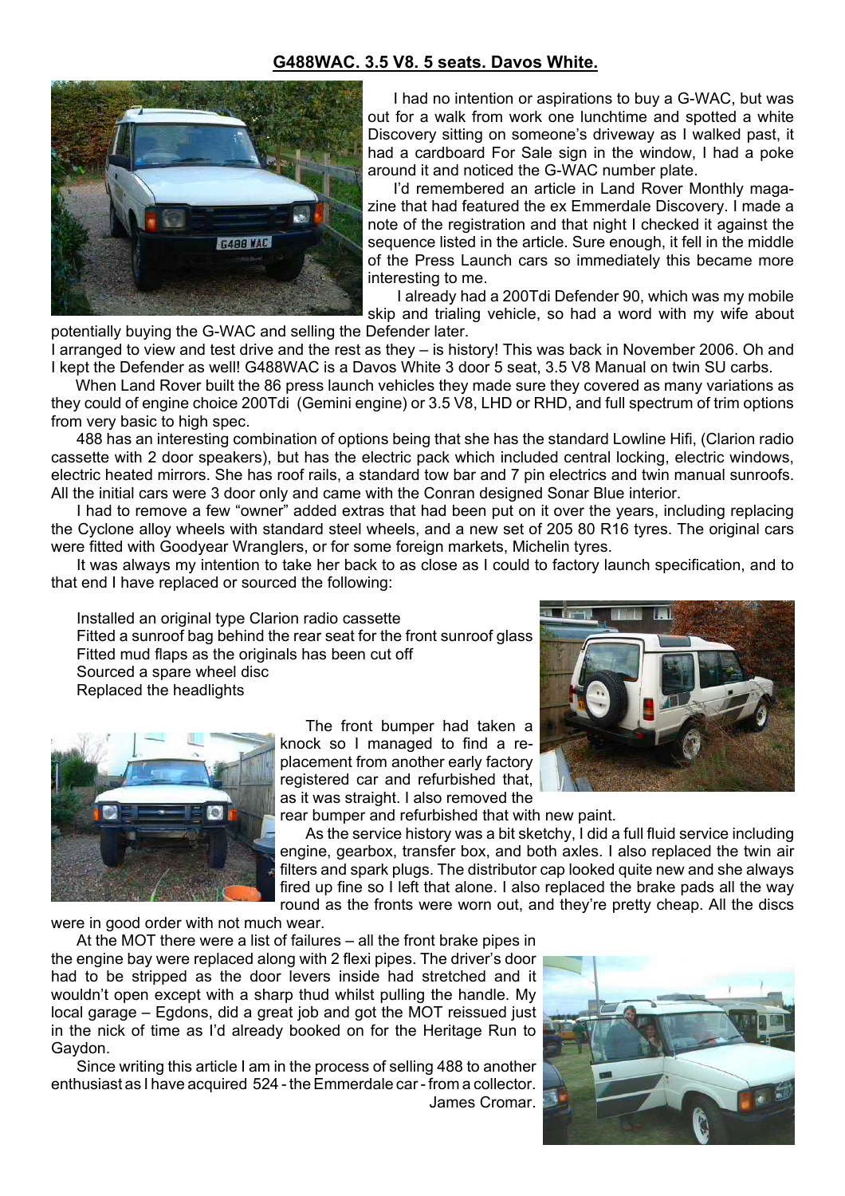## G488WAC. 3.5 V8. 5 seats. Davos White.

I had no intention or aspirations to buy a G-WAC, but was out for a walk from work one lunchtime and spotted a white Discovery sitting on someone's driveway as I walked past, it had a cardboard For Sale sign in the window, I had a poke around it and noticed the G-WAC number plate.

I'd remembered an article in Land Rover Monthly magazine that had featured the ex Emmerdale Discovery. I made a note of the registration and that night I checked it against the sequence listed in the article. Sure enough, it fell in the middle of the Press Launch cars so immediately this became more interesting to me.

I already had a 200Tdi Defender 90, which was my mobile skip and trialing vehicle, so had a word with my wife about potentially buying the G-WAC and selling the Defender later.

I arranged to view and test drive and the rest as they – is history! This was back in November 2006. Oh and I kept the Defender as well! G488WAC is a Davos White 3 door 5 seat, 3.5 V8 Manual on twin SU carbs.

When Land Rover built the 86 press launch vehicles they made sure they covered as many variations as they could of engine choice 200Tdi (Gemini engine) or 3.5 V8, LHD or RHD, and full spectrum of trim options from very basic to high spec.

488 has an interesting combination of options being that she has the standard Lowline Hifi, (Clarion radio cassette with 2 door speakers), but has the electric pack which included central locking, electric windows, electric heated mirrors. She has roof rails, a standard tow bar and 7 pin electrics and twin manual sunroofs. All the initial cars were 3 door only and came with the Conran designed Sonar Blue interior.

I had to remove a few "owner" added extras that had been put on it over the years, including replacing the Cyclone alloy wheels with standard steel wheels, and a new set of 205 80 R16 tyres. The original cars were fitted with Goodyear Wranglers, or for some foreign markets, Michelin tyres.

It was always my intention to take her back to as close as I could to factory launch specification, and to that end I have replaced or sourced the following:

Installed an original type Clarion radio cassette
Fitted a sunroof bag behind the rear seat for the front sunroof glass
Fitted mud flaps as the originals has been cut off
Sourced a spare wheel disc
Replaced the headlights

The front bumper had taken a knock so I managed to find a replacement from another early factory registered car and refurbished that, as it was straight. I also removed the rear bumper and refurbished that with new paint.

As the service history was a bit sketchy, I did a full fluid service including engine, gearbox, transfer box, and both axles. I also replaced the twin air filters and spark plugs. The distributor cap looked quite new and she always fired up fine so I left that alone. I also replaced the brake pads all the way round as the fronts were worn out, and they're pretty cheap. All the discs were in good order with not much wear.

At the MOT there were a list of failures – all the front brake pipes in the engine bay were replaced along with 2 flexi pipes. The driver's door had to be stripped as the door levers inside had stretched and it wouldn't open except with a sharp thud whilst pulling the handle. My local garage – Egdons, did a great job and got the MOT reissued just in the nick of time as I'd already booked on for the Heritage Run to Gaydon.

Since writing this article I am in the process of selling 488 to another enthusiast as I have acquired 524 - the Emmerdale car - from a collector.

James Cromar.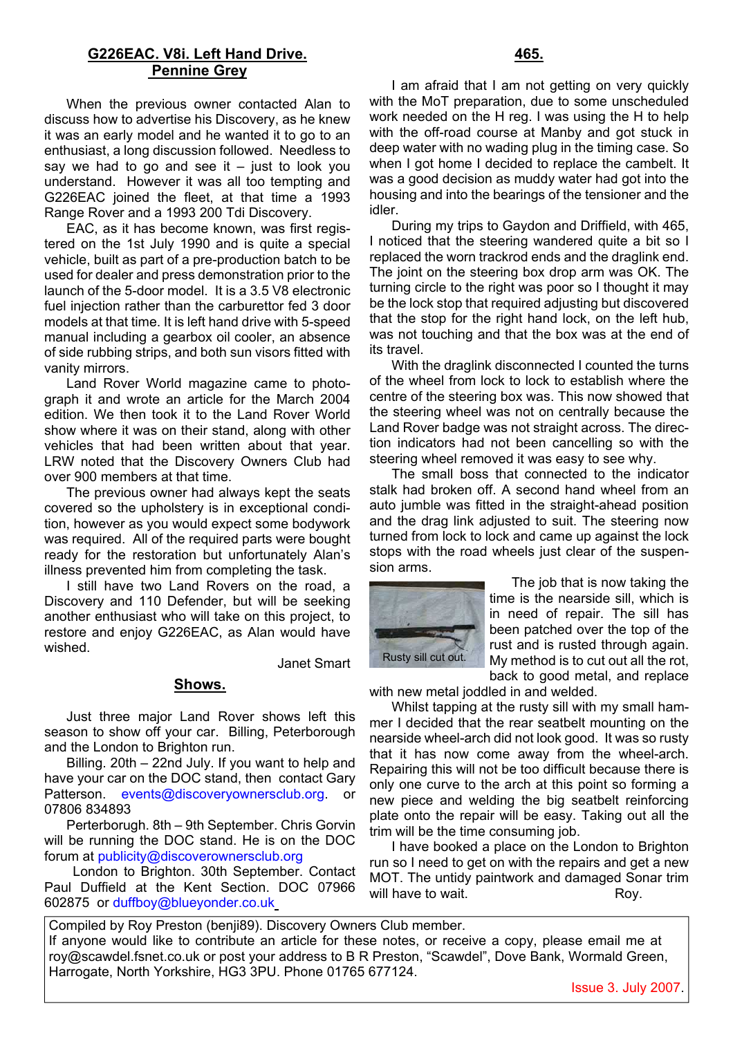## G226EAC. V8i. Left Hand Drive. Pennine Grey

When the previous owner contacted Alan to discuss how to advertise his Discovery, as he knew it was an early model and he wanted it to go to an enthusiast, a long discussion followed. Needless to say we had to go and see it – just to look you understand. However it was all too tempting and G226EAC joined the fleet, at that time a 1993 Range Rover and a 1993 200 Tdi Discovery.

EAC, as it has become known, was first registered on the 1st July 1990 and is quite a special vehicle, built as part of a pre-production batch to be used for dealer and press demonstration prior to the launch of the 5-door model. It is a 3.5 V8 electronic fuel injection rather than the carburettor fed 3 door models at that time. It is left hand drive with 5-speed manual including a gearbox oil cooler, an absence of side rubbing strips, and both sun visors fitted with vanity mirrors.

Land Rover World magazine came to photograph it and wrote an article for the March 2004 edition. We then took it to the Land Rover World show where it was on their stand, along with other vehicles that had been written about that year. LRW noted that the Discovery Owners Club had over 900 members at that time.

The previous owner had always kept the seats covered so the upholstery is in exceptional condition, however as you would expect some bodywork was required. All of the required parts were bought ready for the restoration but unfortunately Alan's illness prevented him from completing the task.

I still have two Land Rovers on the road, a Discovery and 110 Defender, but will be seeking another enthusiast who will take on this project, to restore and enjoy G226EAC, as Alan would have wished.

Janet Smart

## Shows.

Just three major Land Rover shows left this season to show off your car. Billing, Peterborough and the London to Brighton run.

Billing. 20th – 22nd July. If you want to help and have your car on the DOC stand, then contact Gary Patterson. events@discoveryownersclub.org. or 07806 834893

Perterborugh. 8th – 9th September. Chris Gorvin will be running the DOC stand. He is on the DOC forum at publicity@discoverownersclub.org

London to Brighton. 30th September. Contact Paul Duffield at the Kent Section. DOC 07966 602875 or duffboy@blueyonder.co.uk

## 465.

I am afraid that I am not getting on very quickly with the MoT preparation, due to some unscheduled work needed on the H reg. I was using the H to help with the off-road course at Manby and got stuck in deep water with no wading plug in the timing case. So when I got home I decided to replace the cambelt. It was a good decision as muddy water had got into the housing and into the bearings of the tensioner and the idler.

During my trips to Gaydon and Driffield, with 465, I noticed that the steering wandered quite a bit so I replaced the worn trackrod ends and the draglink end. The joint on the steering box drop arm was OK. The turning circle to the right was poor so I thought it may be the lock stop that required adjusting but discovered that the stop for the right hand lock, on the left hub, was not touching and that the box was at the end of its travel.

With the draglink disconnected I counted the turns of the wheel from lock to lock to establish where the centre of the steering box was. This now showed that the steering wheel was not on centrally because the Land Rover badge was not straight across. The direction indicators had not been cancelling so with the steering wheel removed it was easy to see why.

The small boss that connected to the indicator stalk had broken off. A second hand wheel from an auto jumble was fitted in the straight-ahead position and the drag link adjusted to suit. The steering now turned from lock to lock and came up against the lock stops with the road wheels just clear of the suspension arms.

Rusty sill cut out.

The job that is now taking the time is the nearside sill, which is in need of repair. The sill has been patched over the top of the rust and is rusted through again. My method is to cut out all the rot, back to good metal, and replace with new metal joddled in and welded.

Whilst tapping at the rusty sill with my small hammer I decided that the rear seatbelt mounting on the nearside wheel-arch did not look good. It was so rusty that it has now come away from the wheel-arch. Repairing this will not be too difficult because there is only one curve to the arch at this point so forming a new piece and welding the big seatbelt reinforcing plate onto the repair will be easy. Taking out all the trim will be the time consuming job.

I have booked a place on the London to Brighton run so I need to get on with the repairs and get a new MOT. The untidy paintwork and damaged Sonar trim will have to wait.

Roy.

---

Compiled by Roy Preston (benji89). Discovery Owners Club member.
If anyone would like to contribute an article for these notes, or receive a copy, please email me at roy@scawdel.fsnet.co.uk or post your address to B R Preston, "Scawdel", Dove Bank, Wormald Green, Harrogate, North Yorkshire, HG3 3PU. Phone 01765 677124.

Issue 3. July 2007.